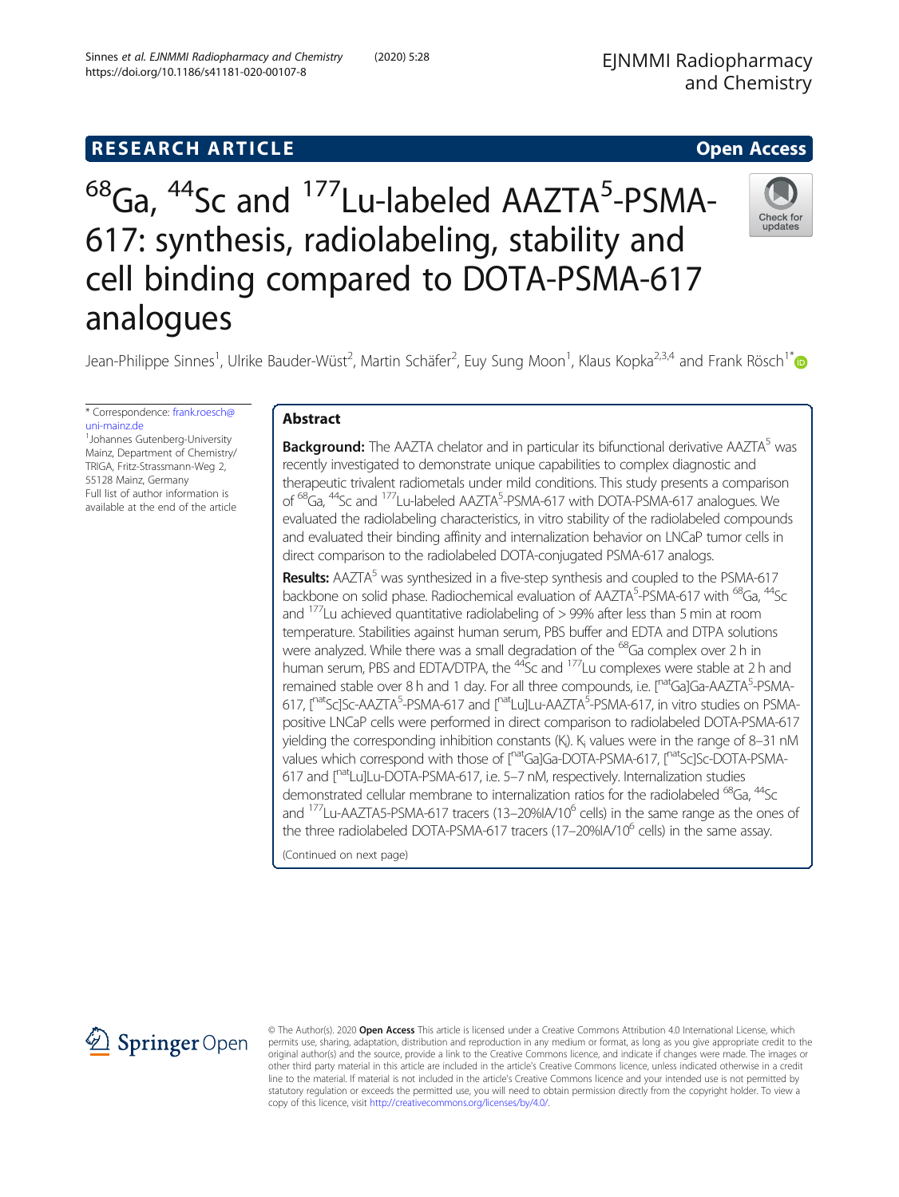RESEARCH ARTICLE

Open Access

# $^{68}$Ga, $^{44}$Sc and $^{177}$Lu-labeled AAZTA$^5$-PSMA-617: synthesis, radiolabeling, stability and cell binding compared to DOTA-PSMA-617 analogues

Jean-Philippe Sinnes[1], Ulrike Bauder-Wüst[2], Martin Schäfer[2], Euy Sung Moon[1], Klaus Kopka[2,3,4] and Frank Rösch[1*]

\* Correspondence: frank.roesch@uni-mainz.de

[1]Johannes Gutenberg-University Mainz, Department of Chemistry/TRIGA, Fritz-Strassmann-Weg 2, 55128 Mainz, Germany

Full list of author information is available at the end of the article

## Abstract

**Background:** The AAZTA chelator and in particular its bifunctional derivative AAZTA$^5$ was recently investigated to demonstrate unique capabilities to complex diagnostic and therapeutic trivalent radiometals under mild conditions. This study presents a comparison of $^{68}$Ga, $^{44}$Sc and $^{177}$Lu-labeled AAZTA$^5$-PSMA-617 with DOTA-PSMA-617 analogues. We evaluated the radiolabeling characteristics, in vitro stability of the radiolabeled compounds and evaluated their binding affinity and internalization behavior on LNCaP tumor cells in direct comparison to the radiolabeled DOTA-conjugated PSMA-617 analogs.

**Results:** AAZTA$^5$ was synthesized in a five-step synthesis and coupled to the PSMA-617 backbone on solid phase. Radiochemical evaluation of AAZTA$^5$-PSMA-617 with $^{68}$Ga, $^{44}$Sc and $^{177}$Lu achieved quantitative radiolabeling of > 99% after less than 5 min at room temperature. Stabilities against human serum, PBS buffer and EDTA and DTPA solutions were analyzed. While there was a small degradation of the $^{68}$Ga complex over 2 h in human serum, PBS and EDTA/DTPA, the $^{44}$Sc and $^{177}$Lu complexes were stable at 2 h and remained stable over 8 h and 1 day. For all three compounds, i.e. [$^{nat}$Ga]Ga-AAZTA$^5$-PSMA-617, [$^{nat}$Sc]Sc-AAZTA$^5$-PSMA-617 and [$^{nat}$Lu]Lu-AAZTA$^5$-PSMA-617, in vitro studies on PSMA-positive LNCaP cells were performed in direct comparison to radiolabeled DOTA-PSMA-617 yielding the corresponding inhibition constants ($K_i$). $K_i$ values were in the range of 8–31 nM values which correspond with those of [$^{nat}$Ga]Ga-DOTA-PSMA-617, [$^{nat}$Sc]Sc-DOTA-PSMA-617 and [$^{nat}$Lu]Lu-DOTA-PSMA-617, i.e. 5–7 nM, respectively. Internalization studies demonstrated cellular membrane to internalization ratios for the radiolabeled $^{68}$Ga, $^{44}$Sc and $^{177}$Lu-AAZTA5-PSMA-617 tracers (13–20%IA/10$^6$ cells) in the same range as the ones of the three radiolabeled DOTA-PSMA-617 tracers (17–20%IA/10$^6$ cells) in the same assay.

(Continued on next page)

© The Author(s). 2020 **Open Access** This article is licensed under a Creative Commons Attribution 4.0 International License, which permits use, sharing, adaptation, distribution and reproduction in any medium or format, as long as you give appropriate credit to the original author(s) and the source, provide a link to the Creative Commons licence, and indicate if changes were made. The images or other third party material in this article are included in the article's Creative Commons licence, unless indicated otherwise in a credit line to the material. If material is not included in the article's Creative Commons licence and your intended use is not permitted by statutory regulation or exceeds the permitted use, you will need to obtain permission directly from the copyright holder. To view a copy of this licence, visit http://creativecommons.org/licenses/by/4.0/.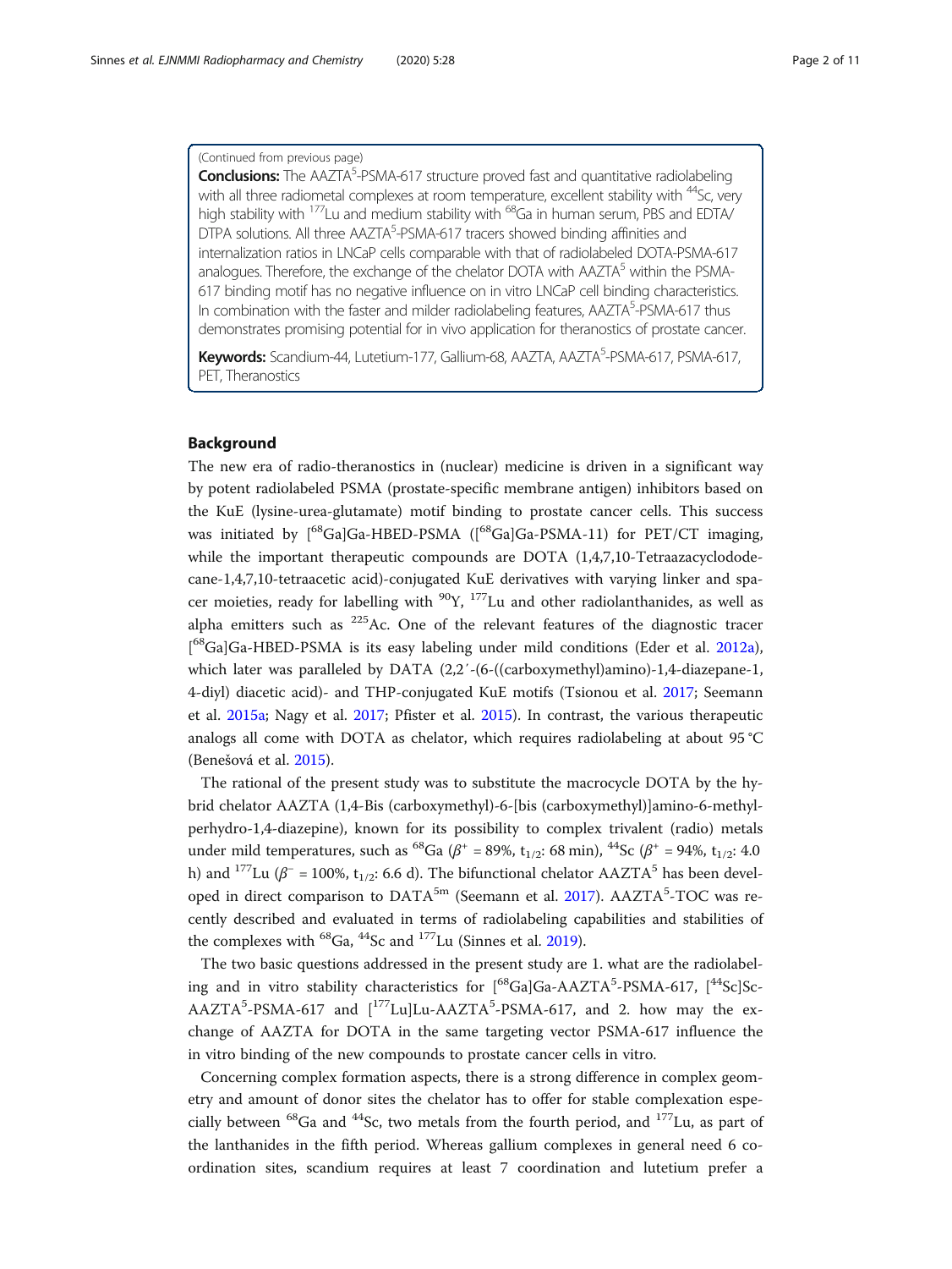(Continued from previous page)

**Conclusions:** The AAZTA$^5$-PSMA-617 structure proved fast and quantitative radiolabeling with all three radiometal complexes at room temperature, excellent stability with $^{44}$Sc, very high stability with $^{177}$Lu and medium stability with $^{68}$Ga in human serum, PBS and EDTA/DTPA solutions. All three AAZTA$^5$-PSMA-617 tracers showed binding affinities and internalization ratios in LNCaP cells comparable with that of radiolabeled DOTA-PSMA-617 analogues. Therefore, the exchange of the chelator DOTA with AAZTA$^5$ within the PSMA-617 binding motif has no negative influence on in vitro LNCaP cell binding characteristics. In combination with the faster and milder radiolabeling features, AAZTA$^5$-PSMA-617 thus demonstrates promising potential for in vivo application for theranostics of prostate cancer.

**Keywords:** Scandium-44, Lutetium-177, Gallium-68, AAZTA, AAZTA$^5$-PSMA-617, PSMA-617, PET, Theranostics

## Background

The new era of radio-theranostics in (nuclear) medicine is driven in a significant way by potent radiolabeled PSMA (prostate-specific membrane antigen) inhibitors based on the KuE (lysine-urea-glutamate) motif binding to prostate cancer cells. This success was initiated by [$^{68}$Ga]Ga-HBED-PSMA ([$^{68}$Ga]Ga-PSMA-11) for PET/CT imaging, while the important therapeutic compounds are DOTA (1,4,7,10-Tetraazacyclododecane-1,4,7,10-tetraacetic acid)-conjugated KuE derivatives with varying linker and spacer moieties, ready for labelling with $^{90}$Y, $^{177}$Lu and other radiolanthanides, as well as alpha emitters such as $^{225}$Ac. One of the relevant features of the diagnostic tracer [$^{68}$Ga]Ga-HBED-PSMA is its easy labeling under mild conditions (Eder et al. 2012a), which later was paralleled by DATA (2,2′-(6-((carboxymethyl)amino)-1,4-diazepane-1, 4-diyl) diacetic acid)- and THP-conjugated KuE motifs (Tsionou et al. 2017; Seemann et al. 2015a; Nagy et al. 2017; Pfister et al. 2015). In contrast, the various therapeutic analogs all come with DOTA as chelator, which requires radiolabeling at about 95 °C (Benešová et al. 2015).

The rational of the present study was to substitute the macrocycle DOTA by the hybrid chelator AAZTA (1,4-Bis (carboxymethyl)-6-[bis (carboxymethyl)]amino-6-methyl-perhydro-1,4-diazepine), known for its possibility to complex trivalent (radio) metals under mild temperatures, such as $^{68}$Ga ($\beta^+$ = 89%, $t_{1/2}$: 68 min), $^{44}$Sc ($\beta^+$ = 94%, $t_{1/2}$: 4.0 h) and $^{177}$Lu ($\beta^-$ = 100%, $t_{1/2}$: 6.6 d). The bifunctional chelator AAZTA$^5$ has been developed in direct comparison to DATA$^{5m}$ (Seemann et al. 2017). AAZTA$^5$-TOC was recently described and evaluated in terms of radiolabeling capabilities and stabilities of the complexes with $^{68}$Ga, $^{44}$Sc and $^{177}$Lu (Sinnes et al. 2019).

The two basic questions addressed in the present study are 1. what are the radiolabeling and in vitro stability characteristics for [$^{68}$Ga]Ga-AAZTA$^5$-PSMA-617, [$^{44}$Sc]Sc-AAZTA$^5$-PSMA-617 and [$^{177}$Lu]Lu-AAZTA$^5$-PSMA-617, and 2. how may the exchange of AAZTA for DOTA in the same targeting vector PSMA-617 influence the in vitro binding of the new compounds to prostate cancer cells in vitro.

Concerning complex formation aspects, there is a strong difference in complex geometry and amount of donor sites the chelator has to offer for stable complexation especially between $^{68}$Ga and $^{44}$Sc, two metals from the fourth period, and $^{177}$Lu, as part of the lanthanides in the fifth period. Whereas gallium complexes in general need 6 coordination sites, scandium requires at least 7 coordination and lutetium prefer a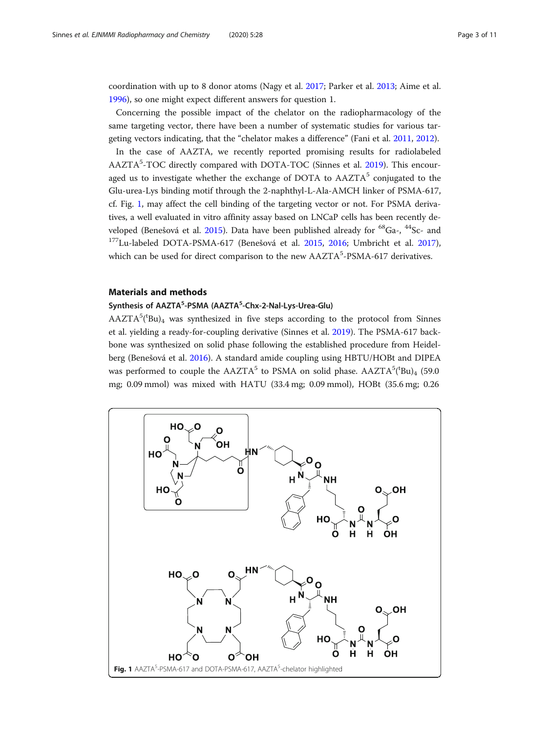coordination with up to 8 donor atoms (Nagy et al. 2017; Parker et al. 2013; Aime et al. 1996), so one might expect different answers for question 1.

Concerning the possible impact of the chelator on the radiopharmacology of the same targeting vector, there have been a number of systematic studies for various targeting vectors indicating, that the "chelator makes a difference" (Fani et al. 2011, 2012).

In the case of AAZTA, we recently reported promising results for radiolabeled AAZTA$^{5}$-TOC directly compared with DOTA-TOC (Sinnes et al. 2019). This encouraged us to investigate whether the exchange of DOTA to AAZTA$^{5}$ conjugated to the Glu-urea-Lys binding motif through the 2-naphthyl-L-Ala-AMCH linker of PSMA-617, cf. Fig. 1, may affect the cell binding of the targeting vector or not. For PSMA derivatives, a well evaluated in vitro affinity assay based on LNCaP cells has been recently developed (Benešová et al. 2015). Data have been published already for $^{68}$Ga-, $^{44}$Sc- and $^{177}$Lu-labeled DOTA-PSMA-617 (Benešová et al. 2015, 2016; Umbricht et al. 2017), which can be used for direct comparison to the new AAZTA$^{5}$-PSMA-617 derivatives.

## Materials and methods

### Synthesis of AAZTA$^{5}$-PSMA (AAZTA$^{5}$-Chx-2-Nal-Lys-Urea-Glu)

AAZTA$^{5}$($^{t}$Bu)$_4$ was synthesized in five steps according to the protocol from Sinnes et al. yielding a ready-for-coupling derivative (Sinnes et al. 2019). The PSMA-617 backbone was synthesized on solid phase following the established procedure from Heidelberg (Benešová et al. 2016). A standard amide coupling using HBTU/HOBt and DIPEA was performed to couple the AAZTA$^{5}$ to PSMA on solid phase. AAZTA$^{5}$($^{t}$Bu)$_4$ (59.0 mg; 0.09 mmol) was mixed with HATU (33.4 mg; 0.09 mmol), HOBt (35.6 mg; 0.26

**Fig. 1** AAZTA$^{5}$-PSMA-617 and DOTA-PSMA-617, AAZTA$^{5}$-chelator highlighted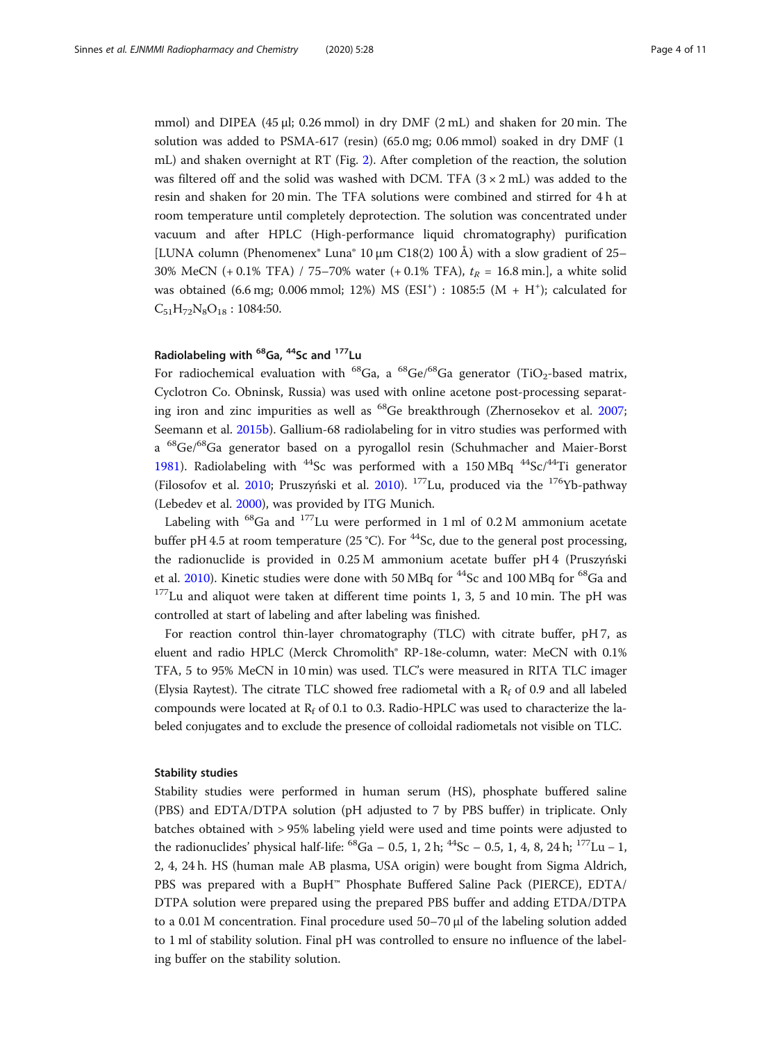mmol) and DIPEA (45 µl; 0.26 mmol) in dry DMF (2 mL) and shaken for 20 min. The solution was added to PSMA-617 (resin) (65.0 mg; 0.06 mmol) soaked in dry DMF (1 mL) and shaken overnight at RT (Fig. 2). After completion of the reaction, the solution was filtered off and the solid was washed with DCM. TFA (3 × 2 mL) was added to the resin and shaken for 20 min. The TFA solutions were combined and stirred for 4 h at room temperature until completely deprotection. The solution was concentrated under vacuum and after HPLC (High-performance liquid chromatography) purification [LUNA column (Phenomenex® Luna® 10 µm C18(2) 100 Å) with a slow gradient of 25–30% MeCN (+ 0.1% TFA) / 75–70% water (+ 0.1% TFA), $t_R$ = 16.8 min.], a white solid was obtained (6.6 mg; 0.006 mmol; 12%) MS (ESI⁺) : 1085:5 (M + H⁺); calculated for $C_{51}H_{72}N_8O_{18}$ : 1084:50.

### Radiolabeling with $^{68}$Ga, $^{44}$Sc and $^{177}$Lu

For radiochemical evaluation with $^{68}$Ga, a $^{68}$Ge/$^{68}$Ga generator ($TiO_2$-based matrix, Cyclotron Co. Obninsk, Russia) was used with online acetone post-processing separating iron and zinc impurities as well as $^{68}$Ge breakthrough (Zhernosekov et al. 2007; Seemann et al. 2015b). Gallium-68 radiolabeling for in vitro studies was performed with a $^{68}$Ge/$^{68}$Ga generator based on a pyrogallol resin (Schuhmacher and Maier-Borst 1981). Radiolabeling with $^{44}$Sc was performed with a 150 MBq $^{44}$Sc/$^{44}$Ti generator (Filosofov et al. 2010; Pruszyński et al. 2010). $^{177}$Lu, produced via the $^{176}$Yb-pathway (Lebedev et al. 2000), was provided by ITG Munich.

Labeling with $^{68}$Ga and $^{177}$Lu were performed in 1 ml of 0.2 M ammonium acetate buffer pH 4.5 at room temperature (25 °C). For $^{44}$Sc, due to the general post processing, the radionuclide is provided in 0.25 M ammonium acetate buffer pH 4 (Pruszyński et al. 2010). Kinetic studies were done with 50 MBq for $^{44}$Sc and 100 MBq for $^{68}$Ga and $^{177}$Lu and aliquot were taken at different time points 1, 3, 5 and 10 min. The pH was controlled at start of labeling and after labeling was finished.

For reaction control thin-layer chromatography (TLC) with citrate buffer, pH 7, as eluent and radio HPLC (Merck Chromolith® RP-18e-column, water: MeCN with 0.1% TFA, 5 to 95% MeCN in 10 min) was used. TLC's were measured in RITA TLC imager (Elysia Raytest). The citrate TLC showed free radiometal with a $R_f$ of 0.9 and all labeled compounds were located at $R_f$ of 0.1 to 0.3. Radio-HPLC was used to characterize the labeled conjugates and to exclude the presence of colloidal radiometals not visible on TLC.

#### Stability studies

Stability studies were performed in human serum (HS), phosphate buffered saline (PBS) and EDTA/DTPA solution (pH adjusted to 7 by PBS buffer) in triplicate. Only batches obtained with > 95% labeling yield were used and time points were adjusted to the radionuclides' physical half-life: $^{68}$Ga – 0.5, 1, 2 h; $^{44}$Sc – 0.5, 1, 4, 8, 24 h; $^{177}$Lu – 1, 2, 4, 24 h. HS (human male AB plasma, USA origin) were bought from Sigma Aldrich, PBS was prepared with a BupH™ Phosphate Buffered Saline Pack (PIERCE), EDTA/DTPA solution were prepared using the prepared PBS buffer and adding ETDA/DTPA to a 0.01 M concentration. Final procedure used 50–70 µl of the labeling solution added to 1 ml of stability solution. Final pH was controlled to ensure no influence of the labeling buffer on the stability solution.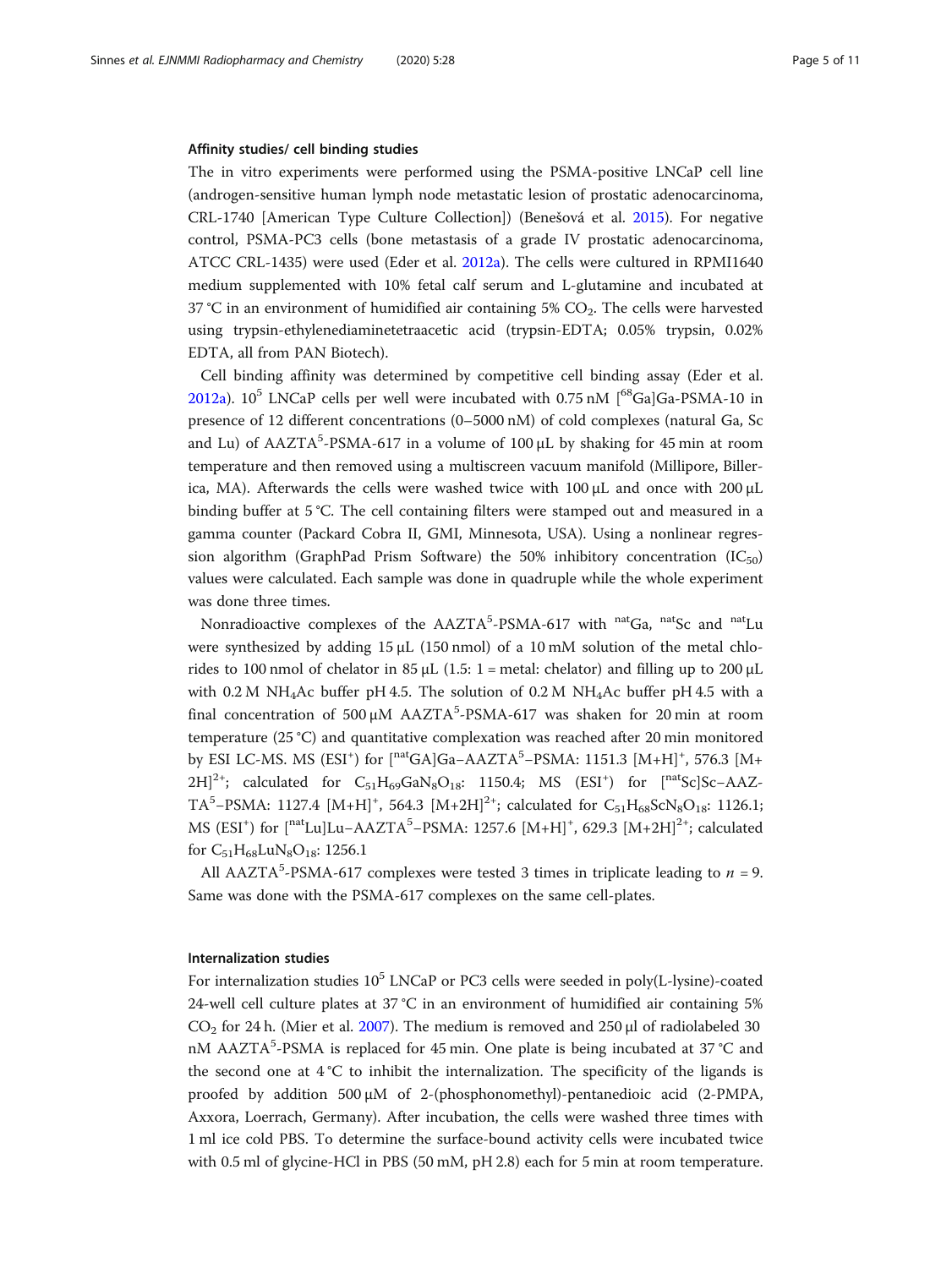#### Affinity studies/ cell binding studies

The in vitro experiments were performed using the PSMA-positive LNCaP cell line (androgen-sensitive human lymph node metastatic lesion of prostatic adenocarcinoma, CRL-1740 [American Type Culture Collection]) (Benešová et al. 2015). For negative control, PSMA-PC3 cells (bone metastasis of a grade IV prostatic adenocarcinoma, ATCC CRL-1435) were used (Eder et al. 2012a). The cells were cultured in RPMI1640 medium supplemented with 10% fetal calf serum and L-glutamine and incubated at 37 °C in an environment of humidified air containing 5% $CO_2$. The cells were harvested using trypsin-ethylenediaminetetraacetic acid (trypsin-EDTA; 0.05% trypsin, 0.02% EDTA, all from PAN Biotech).

Cell binding affinity was determined by competitive cell binding assay (Eder et al. 2012a). $10^5$ LNCaP cells per well were incubated with 0.75 nM [$^{68}$Ga]Ga-PSMA-10 in presence of 12 different concentrations (0–5000 nM) of cold complexes (natural Ga, Sc and Lu) of AAZTA$^5$-PSMA-617 in a volume of 100 μL by shaking for 45 min at room temperature and then removed using a multiscreen vacuum manifold (Millipore, Billerica, MA). Afterwards the cells were washed twice with 100 μL and once with 200 μL binding buffer at 5 °C. The cell containing filters were stamped out and measured in a gamma counter (Packard Cobra II, GMI, Minnesota, USA). Using a nonlinear regression algorithm (GraphPad Prism Software) the 50% inhibitory concentration ($IC_{50}$) values were calculated. Each sample was done in quadruple while the whole experiment was done three times.

Nonradioactive complexes of the AAZTA$^5$-PSMA-617 with $^{nat}$Ga, $^{nat}$Sc and $^{nat}$Lu were synthesized by adding 15 μL (150 nmol) of a 10 mM solution of the metal chlorides to 100 nmol of chelator in 85 μL (1.5: 1 = metal: chelator) and filling up to 200 μL with 0.2 M $NH_4$Ac buffer pH 4.5. The solution of 0.2 M $NH_4$Ac buffer pH 4.5 with a final concentration of 500 μM AAZTA$^5$-PSMA-617 was shaken for 20 min at room temperature (25 °C) and quantitative complexation was reached after 20 min monitored by ESI LC-MS. MS (ESI$^+$) for [$^{nat}$GA]Ga–AAZTA$^5$–PSMA: 1151.3 [M+H]$^+$, 576.3 [M+2H]$^{2+}$; calculated for $C_{51}H_{69}GaN_8O_{18}$: 1150.4; MS (ESI$^+$) for [$^{nat}$Sc]Sc–AAZTA$^5$–PSMA: 1127.4 [M+H]$^+$, 564.3 [M+2H]$^{2+}$; calculated for $C_{51}H_{68}ScN_8O_{18}$: 1126.1; MS (ESI$^+$) for [$^{nat}$Lu]Lu–AAZTA$^5$–PSMA: 1257.6 [M+H]$^+$, 629.3 [M+2H]$^{2+}$; calculated for $C_{51}H_{68}LuN_8O_{18}$: 1256.1

All AAZTA$^5$-PSMA-617 complexes were tested 3 times in triplicate leading to $n = 9$. Same was done with the PSMA-617 complexes on the same cell-plates.

#### Internalization studies

For internalization studies $10^5$ LNCaP or PC3 cells were seeded in poly(L-lysine)-coated 24-well cell culture plates at 37 °C in an environment of humidified air containing 5% $CO_2$ for 24 h. (Mier et al. 2007). The medium is removed and 250 μl of radiolabeled 30 nM AAZTA$^5$-PSMA is replaced for 45 min. One plate is being incubated at 37 °C and the second one at 4 °C to inhibit the internalization. The specificity of the ligands is proofed by addition 500 μM of 2-(phosphonomethyl)-pentanedioic acid (2-PMPA, Axxora, Loerrach, Germany). After incubation, the cells were washed three times with 1 ml ice cold PBS. To determine the surface-bound activity cells were incubated twice with 0.5 ml of glycine-HCl in PBS (50 mM, pH 2.8) each for 5 min at room temperature.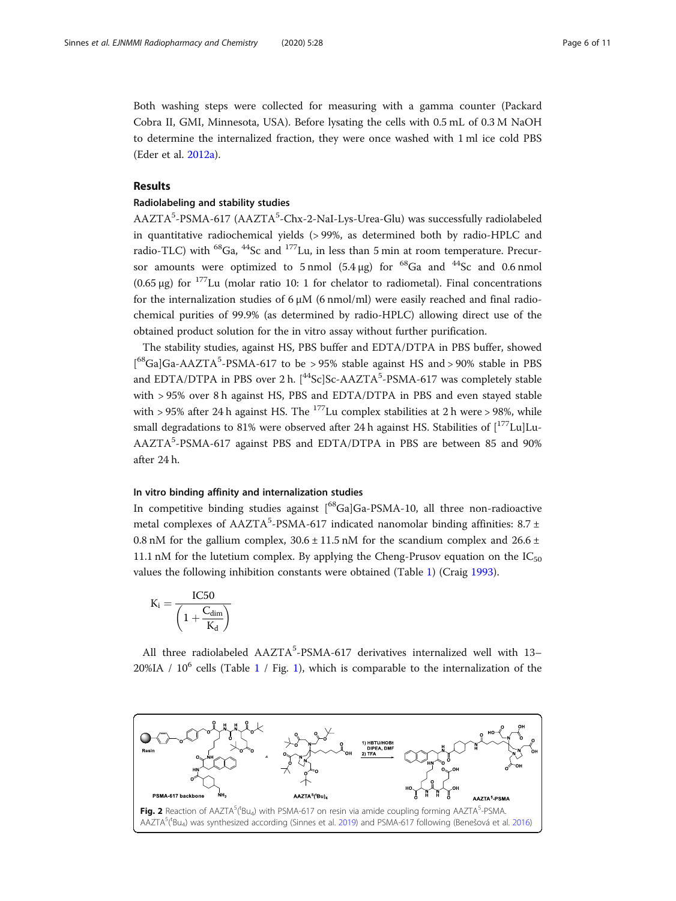Both washing steps were collected for measuring with a gamma counter (Packard Cobra II, GMI, Minnesota, USA). Before lysating the cells with 0.5 mL of 0.3 M NaOH to determine the internalized fraction, they were once washed with 1 ml ice cold PBS (Eder et al. 2012a).

## Results

### Radiolabeling and stability studies

AAZTA$^5$-PSMA-617 (AAZTA$^5$-Chx-2-NaI-Lys-Urea-Glu) was successfully radiolabeled in quantitative radiochemical yields (> 99%, as determined both by radio-HPLC and radio-TLC) with $^{68}$Ga, $^{44}$Sc and $^{177}$Lu, in less than 5 min at room temperature. Precursor amounts were optimized to 5 nmol (5.4 μg) for $^{68}$Ga and $^{44}$Sc and 0.6 nmol (0.65 μg) for $^{177}$Lu (molar ratio 10: 1 for chelator to radiometal). Final concentrations for the internalization studies of 6 μM (6 nmol/ml) were easily reached and final radiochemical purities of 99.9% (as determined by radio-HPLC) allowing direct use of the obtained product solution for the in vitro assay without further purification.

The stability studies, against HS, PBS buffer and EDTA/DTPA in PBS buffer, showed [$^{68}$Ga]Ga-AAZTA$^5$-PSMA-617 to be > 95% stable against HS and > 90% stable in PBS and EDTA/DTPA in PBS over 2 h. [$^{44}$Sc]Sc-AAZTA$^5$-PSMA-617 was completely stable with > 95% over 8 h against HS, PBS and EDTA/DTPA in PBS and even stayed stable with > 95% after 24 h against HS. The $^{177}$Lu complex stabilities at 2 h were > 98%, while small degradations to 81% were observed after 24 h against HS. Stabilities of [$^{177}$Lu]Lu-AAZTA$^5$-PSMA-617 against PBS and EDTA/DTPA in PBS are between 85 and 90% after 24 h.

### In vitro binding affinity and internalization studies

In competitive binding studies against [$^{68}$Ga]Ga-PSMA-10, all three non-radioactive metal complexes of AAZTA$^5$-PSMA-617 indicated nanomolar binding affinities: 8.7 ± 0.8 nM for the gallium complex, 30.6 ± 11.5 nM for the scandium complex and 26.6 ± 11.1 nM for the lutetium complex. By applying the Cheng-Prusov equation on the $IC_{50}$ values the following inhibition constants were obtained (Table 1) (Craig 1993).

$$K_i = \frac{IC50}{\left(1 + \frac{C_{dim}}{K_d}\right)}$$

All three radiolabeled AAZTA$^5$-PSMA-617 derivatives internalized well with 13–20%IA / $10^6$ cells (Table 1 / Fig. 1), which is comparable to the internalization of the

**Fig. 2** Reaction of AAZTA$^5$($^t$Bu$_4$) with PSMA-617 on resin via amide coupling forming AAZTA$^5$-PSMA. AAZTA$^5$($^t$Bu$_4$) was synthesized according (Sinnes et al. 2019) and PSMA-617 following (Benešová et al. 2016)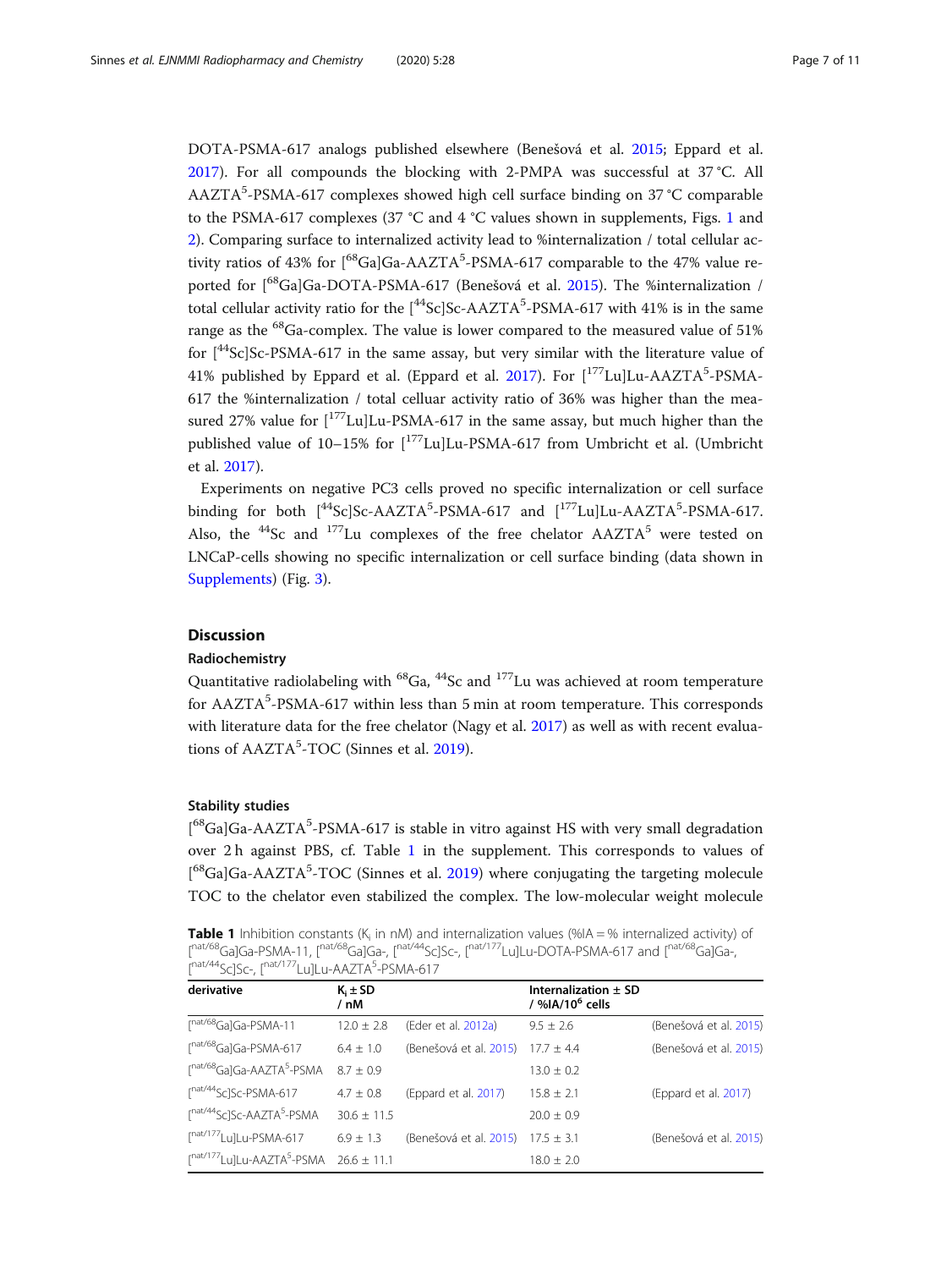DOTA-PSMA-617 analogs published elsewhere (Benešová et al. 2015; Eppard et al. 2017). For all compounds the blocking with 2-PMPA was successful at 37 °C. All AAZTA$^{5}$-PSMA-617 complexes showed high cell surface binding on 37 °C comparable to the PSMA-617 complexes (37 °C and 4 °C values shown in supplements, Figs. 1 and 2). Comparing surface to internalized activity lead to %internalization / total cellular activity ratios of 43% for [$^{68}$Ga]Ga-AAZTA$^{5}$-PSMA-617 comparable to the 47% value reported for [$^{68}$Ga]Ga-DOTA-PSMA-617 (Benešová et al. 2015). The %internalization / total cellular activity ratio for the [$^{44}$Sc]Sc-AAZTA$^{5}$-PSMA-617 with 41% is in the same range as the $^{68}$Ga-complex. The value is lower compared to the measured value of 51% for [$^{44}$Sc]Sc-PSMA-617 in the same assay, but very similar with the literature value of 41% published by Eppard et al. (Eppard et al. 2017). For [$^{177}$Lu]Lu-AAZTA$^{5}$-PSMA-617 the %internalization / total celluar activity ratio of 36% was higher than the measured 27% value for [$^{177}$Lu]Lu-PSMA-617 in the same assay, but much higher than the published value of 10–15% for [$^{177}$Lu]Lu-PSMA-617 from Umbricht et al. (Umbricht et al. 2017).

Experiments on negative PC3 cells proved no specific internalization or cell surface binding for both [$^{44}$Sc]Sc-AAZTA$^{5}$-PSMA-617 and [$^{177}$Lu]Lu-AAZTA$^{5}$-PSMA-617. Also, the $^{44}$Sc and $^{177}$Lu complexes of the free chelator AAZTA$^{5}$ were tested on LNCaP-cells showing no specific internalization or cell surface binding (data shown in Supplements) (Fig. 3).

## Discussion

### Radiochemistry

Quantitative radiolabeling with $^{68}$Ga, $^{44}$Sc and $^{177}$Lu was achieved at room temperature for AAZTA$^{5}$-PSMA-617 within less than 5 min at room temperature. This corresponds with literature data for the free chelator (Nagy et al. 2017) as well as with recent evaluations of AAZTA$^{5}$-TOC (Sinnes et al. 2019).

### Stability studies

[$^{68}$Ga]Ga-AAZTA$^{5}$-PSMA-617 is stable in vitro against HS with very small degradation over 2 h against PBS, cf. Table 1 in the supplement. This corresponds to values of [$^{68}$Ga]Ga-AAZTA$^{5}$-TOC (Sinnes et al. 2019) where conjugating the targeting molecule TOC to the chelator even stabilized the complex. The low-molecular weight molecule

**Table 1** Inhibition constants ($K_i$ in nM) and internalization values (%IA = % internalized activity) of [$^{nat/68}$Ga]Ga-PSMA-11, [$^{nat/68}$Ga]Ga-, [$^{nat/44}$Sc]Sc-, [$^{nat/177}$Lu]Lu-DOTA-PSMA-617 and [$^{nat/68}$Ga]Ga-, [$^{nat/44}$Sc]Sc-, [$^{nat/177}$Lu]Lu-AAZTA$^{5}$-PSMA-617

| derivative | $K_i$ ± SD / nM | | Internalization ± SD / %IA/10$^{6}$ cells | |
|---|---|---|---|---|
| [$^{nat/68}$Ga]Ga-PSMA-11 | 12.0 ± 2.8 | (Eder et al. 2012a) | 9.5 ± 2.6 | (Benešová et al. 2015) |
| [$^{nat/68}$Ga]Ga-PSMA-617 | 6.4 ± 1.0 | (Benešová et al. 2015) | 17.7 ± 4.4 | (Benešová et al. 2015) |
| [$^{nat/68}$Ga]Ga-AAZTA$^{5}$-PSMA | 8.7 ± 0.9 | | 13.0 ± 0.2 | |
| [$^{nat/44}$Sc]Sc-PSMA-617 | 4.7 ± 0.8 | (Eppard et al. 2017) | 15.8 ± 2.1 | (Eppard et al. 2017) |
| [$^{nat/44}$Sc]Sc-AAZTA$^{5}$-PSMA | 30.6 ± 11.5 | | 20.0 ± 0.9 | |
| [$^{nat/177}$Lu]Lu-PSMA-617 | 6.9 ± 1.3 | (Benešová et al. 2015) | 17.5 ± 3.1 | (Benešová et al. 2015) |
| [$^{nat/177}$Lu]Lu-AAZTA$^{5}$-PSMA | 26.6 ± 11.1 | | 18.0 ± 2.0 | |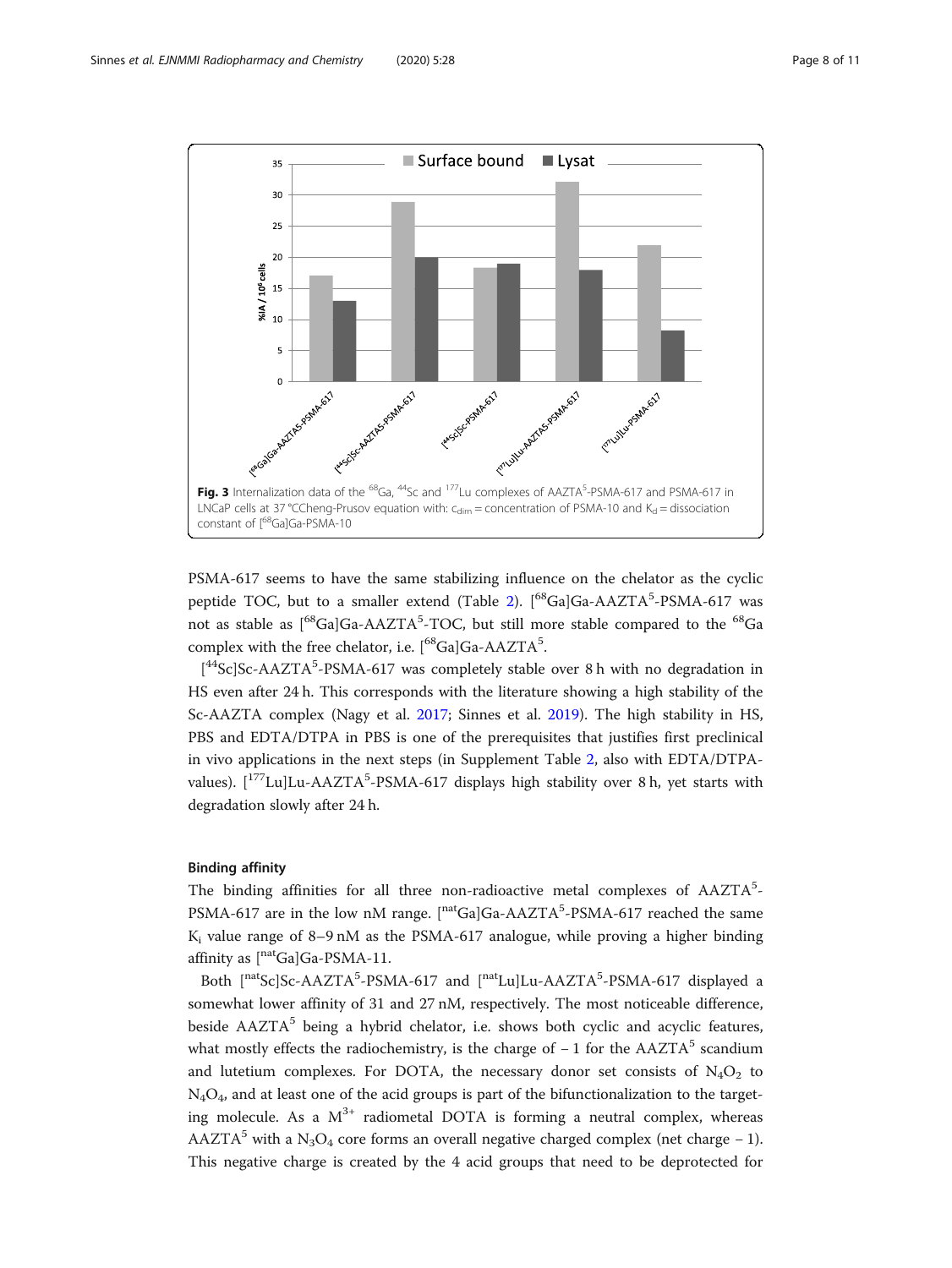**Fig. 3** Internalization data of the $^{68}$Ga, $^{44}$Sc and $^{177}$Lu complexes of AAZTA$^5$-PSMA-617 and PSMA-617 in LNCaP cells at 37 °CCheng-Prusov equation with: $c_{dim}$ = concentration of PSMA-10 and $K_d$ = dissociation constant of [$^{68}$Ga]Ga-PSMA-10

PSMA-617 seems to have the same stabilizing influence on the chelator as the cyclic peptide TOC, but to a smaller extend (Table 2). [$^{68}$Ga]Ga-AAZTA$^5$-PSMA-617 was not as stable as [$^{68}$Ga]Ga-AAZTA$^5$-TOC, but still more stable compared to the $^{68}$Ga complex with the free chelator, i.e. [$^{68}$Ga]Ga-AAZTA$^5$.

[$^{44}$Sc]Sc-AAZTA$^5$-PSMA-617 was completely stable over 8 h with no degradation in HS even after 24 h. This corresponds with the literature showing a high stability of the Sc-AAZTA complex (Nagy et al. 2017; Sinnes et al. 2019). The high stability in HS, PBS and EDTA/DTPA in PBS is one of the prerequisites that justifies first preclinical in vivo applications in the next steps (in Supplement Table 2, also with EDTA/DTPA-values). [$^{177}$Lu]Lu-AAZTA$^5$-PSMA-617 displays high stability over 8 h, yet starts with degradation slowly after 24 h.

### Binding affinity

The binding affinities for all three non-radioactive metal complexes of AAZTA$^5$-PSMA-617 are in the low nM range. [$^{nat}$Ga]Ga-AAZTA$^5$-PSMA-617 reached the same $K_i$ value range of 8–9 nM as the PSMA-617 analogue, while proving a higher binding affinity as [$^{nat}$Ga]Ga-PSMA-11.

Both [$^{nat}$Sc]Sc-AAZTA$^5$-PSMA-617 and [$^{nat}$Lu]Lu-AAZTA$^5$-PSMA-617 displayed a somewhat lower affinity of 31 and 27 nM, respectively. The most noticeable difference, beside AAZTA$^5$ being a hybrid chelator, i.e. shows both cyclic and acyclic features, what mostly effects the radiochemistry, is the charge of − 1 for the AAZTA$^5$ scandium and lutetium complexes. For DOTA, the necessary donor set consists of $N_4O_2$ to $N_4O_4$, and at least one of the acid groups is part of the bifunctionalization to the targeting molecule. As a $M^{3+}$ radiometal DOTA is forming a neutral complex, whereas AAZTA$^5$ with a $N_3O_4$ core forms an overall negative charged complex (net charge − 1). This negative charge is created by the 4 acid groups that need to be deprotected for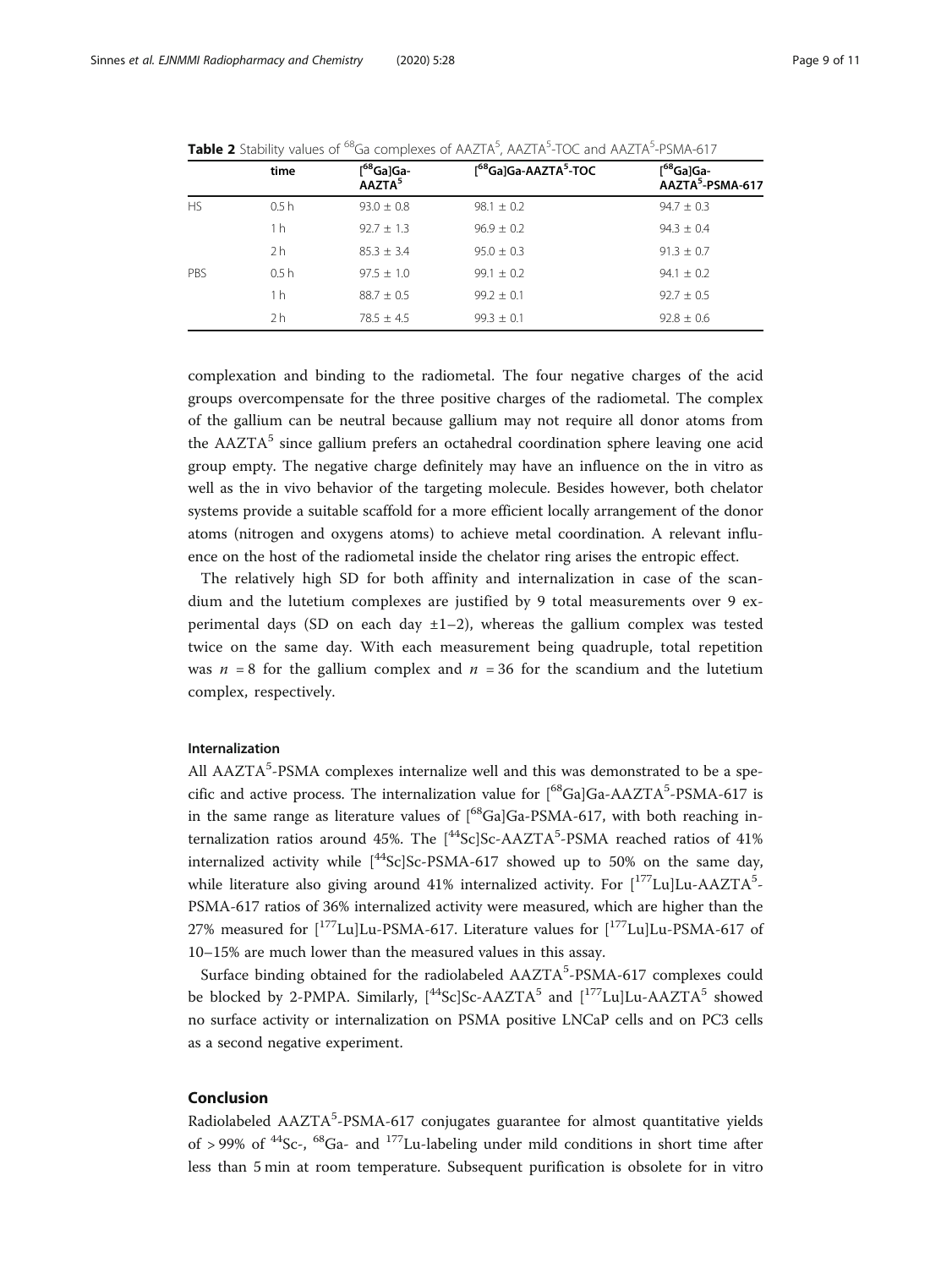**Table 2** Stability values of $^{68}$Ga complexes of AAZTA$^5$, AAZTA$^5$-TOC and AAZTA$^5$-PSMA-617

| | time | [$^{68}$Ga]Ga-AAZTA$^5$ | [$^{68}$Ga]Ga-AAZTA$^5$-TOC | [$^{68}$Ga]Ga-AAZTA$^5$-PSMA-617 |
|---|---|---|---|---|
| HS | 0.5 h | 93.0 ± 0.8 | 98.1 ± 0.2 | 94.7 ± 0.3 |
| | 1 h | 92.7 ± 1.3 | 96.9 ± 0.2 | 94.3 ± 0.4 |
| | 2 h | 85.3 ± 3.4 | 95.0 ± 0.3 | 91.3 ± 0.7 |
| PBS | 0.5 h | 97.5 ± 1.0 | 99.1 ± 0.2 | 94.1 ± 0.2 |
| | 1 h | 88.7 ± 0.5 | 99.2 ± 0.1 | 92.7 ± 0.5 |
| | 2 h | 78.5 ± 4.5 | 99.3 ± 0.1 | 92.8 ± 0.6 |

complexation and binding to the radiometal. The four negative charges of the acid groups overcompensate for the three positive charges of the radiometal. The complex of the gallium can be neutral because gallium may not require all donor atoms from the AAZTA$^5$ since gallium prefers an octahedral coordination sphere leaving one acid group empty. The negative charge definitely may have an influence on the in vitro as well as the in vivo behavior of the targeting molecule. Besides however, both chelator systems provide a suitable scaffold for a more efficient locally arrangement of the donor atoms (nitrogen and oxygens atoms) to achieve metal coordination. A relevant influence on the host of the radiometal inside the chelator ring arises the entropic effect.

The relatively high SD for both affinity and internalization in case of the scandium and the lutetium complexes are justified by 9 total measurements over 9 experimental days (SD on each day ±1–2), whereas the gallium complex was tested twice on the same day. With each measurement being quadruple, total repetition was $n = 8$ for the gallium complex and $n = 36$ for the scandium and the lutetium complex, respectively.

### Internalization

All AAZTA$^5$-PSMA complexes internalize well and this was demonstrated to be a specific and active process. The internalization value for [$^{68}$Ga]Ga-AAZTA$^5$-PSMA-617 is in the same range as literature values of [$^{68}$Ga]Ga-PSMA-617, with both reaching internalization ratios around 45%. The [$^{44}$Sc]Sc-AAZTA$^5$-PSMA reached ratios of 41% internalized activity while [$^{44}$Sc]Sc-PSMA-617 showed up to 50% on the same day, while literature also giving around 41% internalized activity. For [$^{177}$Lu]Lu-AAZTA$^5$-PSMA-617 ratios of 36% internalized activity were measured, which are higher than the 27% measured for [$^{177}$Lu]Lu-PSMA-617. Literature values for [$^{177}$Lu]Lu-PSMA-617 of 10–15% are much lower than the measured values in this assay.

Surface binding obtained for the radiolabeled AAZTA$^5$-PSMA-617 complexes could be blocked by 2-PMPA. Similarly, [$^{44}$Sc]Sc-AAZTA$^5$ and [$^{177}$Lu]Lu-AAZTA$^5$ showed no surface activity or internalization on PSMA positive LNCaP cells and on PC3 cells as a second negative experiment.

## Conclusion

Radiolabeled AAZTA$^5$-PSMA-617 conjugates guarantee for almost quantitative yields of > 99% of $^{44}$Sc-, $^{68}$Ga- and $^{177}$Lu-labeling under mild conditions in short time after less than 5 min at room temperature. Subsequent purification is obsolete for in vitro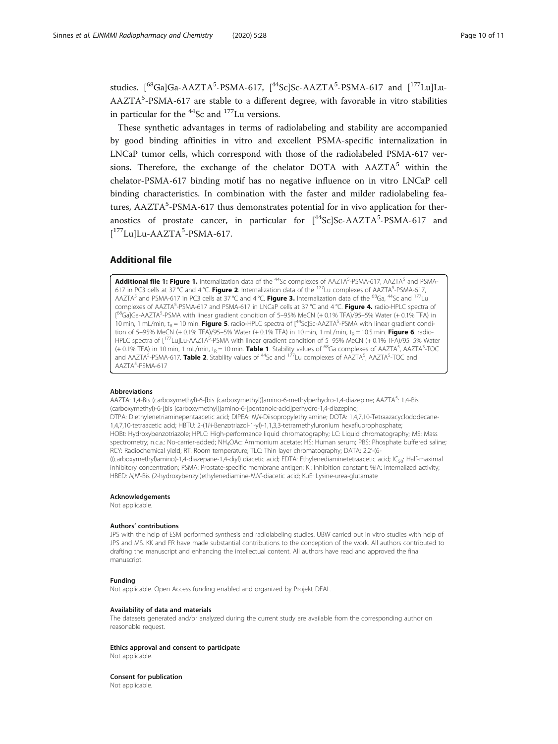studies. $[^{68}Ga]$Ga-AAZTA$^5$-PSMA-617, $[^{44}Sc]$Sc-AAZTA$^5$-PSMA-617 and $[^{177}Lu]$Lu-AAZTA$^5$-PSMA-617 are stable to a different degree, with favorable in vitro stabilities in particular for the $^{44}$Sc and $^{177}$Lu versions.

These synthetic advantages in terms of radiolabeling and stability are accompanied by good binding affinities in vitro and excellent PSMA-specific internalization in LNCaP tumor cells, which correspond with those of the radiolabeled PSMA-617 versions. Therefore, the exchange of the chelator DOTA with AAZTA$^5$ within the chelator-PSMA-617 binding motif has no negative influence on in vitro LNCaP cell binding characteristics. In combination with the faster and milder radiolabeling features, AAZTA$^5$-PSMA-617 thus demonstrates potential for in vivo application for theranostics of prostate cancer, in particular for $[^{44}Sc]$Sc-AAZTA$^5$-PSMA-617 and $[^{177}Lu]$Lu-AAZTA$^5$-PSMA-617.

## Additional file

**Additional file 1: Figure 1.** Internalization data of the $^{44}$Sc complexes of AAZTA$^5$-PSMA-617, AAZTA$^5$ and PSMA-617 in PC3 cells at 37 °C and 4 °C. **Figure 2**. Internalization data of the $^{177}$Lu complexes of AAZTA$^5$-PSMA-617, AAZTA$^5$ and PSMA-617 in PC3 cells at 37 °C and 4 °C. **Figure 3.** Internalization data of the $^{68}$Ga, $^{44}$Sc and $^{177}$Lu complexes of AAZTA$^5$-PSMA-617 and PSMA-617 in LNCaP cells at 37 °C and 4 °C. **Figure 4.** radio-HPLC spectra of $[^{68}Ga]$Ga-AAZTA$^5$-PSMA with linear gradient condition of 5–95% MeCN (+ 0.1% TFA)/95–5% Water (+ 0.1% TFA) in 10 min, 1 mL/min, $t_R$ = 10 min. **Figure 5**. radio-HPLC spectra of $[^{44}Sc]$Sc-AAZTA$^5$-PSMA with linear gradient condition of 5–95% MeCN (+ 0.1% TFA)/95–5% Water (+ 0.1% TFA) in 10 min, 1 mL/min, $t_R$ = 10.5 min. **Figure 6**. radio-HPLC spectra of $[^{177}Lu]$Lu-AAZTA$^5$-PSMA with linear gradient condition of 5–95% MeCN (+ 0.1% TFA)/95–5% Water (+ 0.1% TFA) in 10 min, 1 mL/min, $t_R$ = 10 min. **Table 1**. Stability values of $^{68}$Ga complexes of AAZTA$^5$, AAZTA$^5$-TOC and AAZTA$^5$-PSMA-617. **Table 2**. Stability values of $^{44}$Sc and $^{177}$Lu complexes of AAZTA$^5$, AAZTA$^5$-TOC and AAZTA$^5$-PSMA-617

#### Abbreviations

AAZTA: 1,4-Bis (carboxymethyl)-6-[bis (carboxymethyl)]amino-6-methylperhydro-1,4-diazepine; AAZTA$^5$: 1,4-Bis (carboxymethyl)-6-[bis (carboxymethyl)]amino-6-[pentanoic-acid]perhydro-1,4-diazepine; DTPA: Diethylenetriaminepentaacetic acid; DIPEA: *N,N*-Diisopropylethylamine; DOTA: 1,4,7,10-Tetraazacyclododecane-1,4,7,10-tetraacetic acid; HBTU: 2-(1*H*-Benzotriazol-1-yl)-1,1,3,3-tetramethyluronium hexafluorophosphate; HOBt: Hydroxybenzotriazole; HPLC: High-performance liquid chromatography; LC: Liquid chromatography; MS: Mass spectrometry; n.c.a.: No-carrier-added; $NH_4OAc$: Ammonium acetate; HS: Human serum; PBS: Phosphate buffered saline; RCY: Radiochemical yield; RT: Room temperature; TLC: Thin layer chromatography; DATA: 2,2′-(6-((carboxymethyl)amino)-1,4-diazepane-1,4-diyl) diacetic acid; EDTA: Ethylenediaminetetraacetic acid; $IC_{50}$: Half-maximal inhibitory concentration; PSMA: Prostate-specific membrane antigen; $K_i$: Inhibition constant; %IA: Internalized activity; HBED: *N,N*′-Bis (2-hydroxybenzyl)ethylenediamine-*N,N*′-diacetic acid; KuE: Lysine-urea-glutamate

#### Acknowledgements

Not applicable.

#### Authors' contributions

JPS with the help of ESM performed synthesis and radiolabeling studies. UBW carried out in vitro studies with help of JPS and MS. KK and FR have made substantial contributions to the conception of the work. All authors contributed to drafting the manuscript and enhancing the intellectual content. All authors have read and approved the final manuscript.

#### Funding

Not applicable. Open Access funding enabled and organized by Projekt DEAL.

#### Availability of data and materials

The datasets generated and/or analyzed during the current study are available from the corresponding author on reasonable request.

#### Ethics approval and consent to participate

Not applicable.

#### Consent for publication

Not applicable.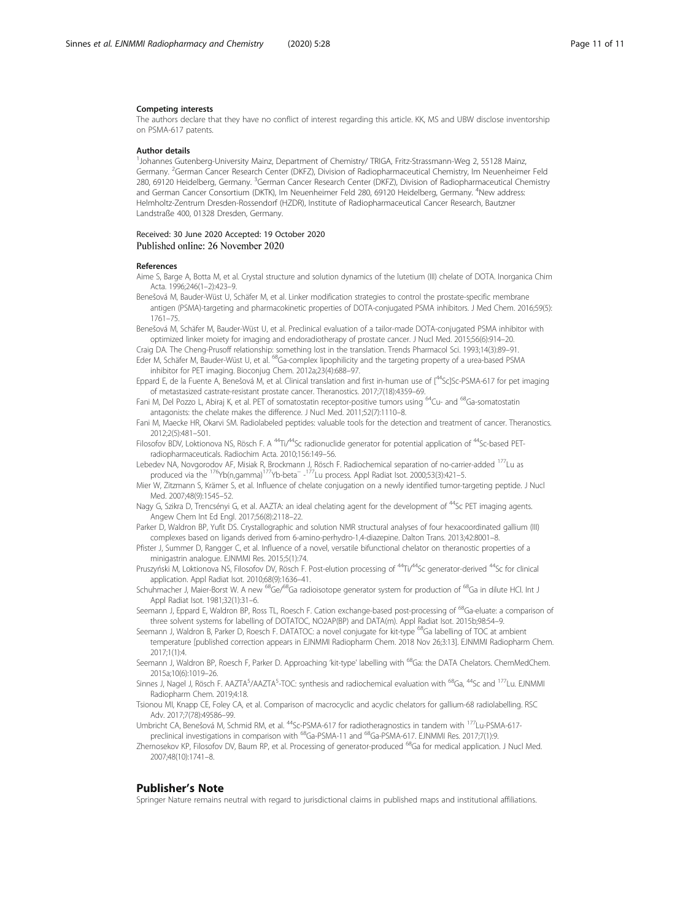#### Competing interests

The authors declare that they have no conflict of interest regarding this article. KK, MS and UBW disclose inventorship on PSMA-617 patents.

#### Author details

[1]Johannes Gutenberg-University Mainz, Department of Chemistry/ TRIGA, Fritz-Strassmann-Weg 2, 55128 Mainz, Germany. [2]German Cancer Research Center (DKFZ), Division of Radiopharmaceutical Chemistry, Im Neuenheimer Feld 280, 69120 Heidelberg, Germany. [3]German Cancer Research Center (DKFZ), Division of Radiopharmaceutical Chemistry and German Cancer Consortium (DKTK), Im Neuenheimer Feld 280, 69120 Heidelberg, Germany. [4]New address: Helmholtz-Zentrum Dresden-Rossendorf (HZDR), Institute of Radiopharmaceutical Cancer Research, Bautzner Landstraße 400, 01328 Dresden, Germany.

Received: 30 June 2020 Accepted: 19 October 2020
Published online: 26 November 2020

#### References

Aime S, Barge A, Botta M, et al. Crystal structure and solution dynamics of the lutetium (III) chelate of DOTA. Inorganica Chim Acta. 1996;246(1–2):423–9.

Benešová M, Bauder-Wüst U, Schäfer M, et al. Linker modification strategies to control the prostate-specific membrane antigen (PSMA)-targeting and pharmacokinetic properties of DOTA-conjugated PSMA inhibitors. J Med Chem. 2016;59(5):1761–75.

Benešová M, Schäfer M, Bauder-Wüst U, et al. Preclinical evaluation of a tailor-made DOTA-conjugated PSMA inhibitor with optimized linker moiety for imaging and endoradiotherapy of prostate cancer. J Nucl Med. 2015;56(6):914–20.

Craig DA. The Cheng-Prusoff relationship: something lost in the translation. Trends Pharmacol Sci. 1993;14(3):89–91.

Eder M, Schäfer M, Bauder-Wüst U, et al. $^{68}$Ga-complex lipophilicity and the targeting property of a urea-based PSMA inhibitor for PET imaging. Bioconjug Chem. 2012a;23(4):688–97.

Eppard E, de la Fuente A, Benešová M, et al. Clinical translation and first in-human use of [$^{44}$Sc]Sc-PSMA-617 for pet imaging of metastasized castrate-resistant prostate cancer. Theranostics. 2017;7(18):4359–69.

Fani M, Del Pozzo L, Abiraj K, et al. PET of somatostatin receptor-positive tumors using $^{64}$Cu- and $^{68}$Ga-somatostatin antagonists: the chelate makes the difference. J Nucl Med. 2011;52(7):1110–8.

Fani M, Maecke HR, Okarvi SM. Radiolabeled peptides: valuable tools for the detection and treatment of cancer. Theranostics. 2012;2(5):481–501.

Filosofov BDV, Loktionova NS, Rösch F. A $^{44}$Ti/$^{44}$Sc radionuclide generator for potential application of $^{44}$Sc-based PET-radiopharmaceuticals. Radiochim Acta. 2010;156:149–56.

Lebedev NA, Novgorodov AF, Misiak R, Brockmann J, Rösch F. Radiochemical separation of no-carrier-added $^{177}$Lu as produced via the $^{176}$Yb(n,gamma)$^{177}$Yb-beta$^{-}$ -$^{177}$Lu process. Appl Radiat Isot. 2000;53(3):421–5.

Mier W, Zitzmann S, Krämer S, et al. Influence of chelate conjugation on a newly identified tumor-targeting peptide. J Nucl Med. 2007;48(9):1545–52.

Nagy G, Szikra D, Trencsényi G, et al. AAZTA: an ideal chelating agent for the development of $^{44}$Sc PET imaging agents. Angew Chem Int Ed Engl. 2017;56(8):2118–22.

Parker D, Waldron BP, Yufit DS. Crystallographic and solution NMR structural analyses of four hexacoordinated gallium (III) complexes based on ligands derived from 6-amino-perhydro-1,4-diazepine. Dalton Trans. 2013;42:8001–8.

Pfister J, Summer D, Rangger C, et al. Influence of a novel, versatile bifunctional chelator on theranostic properties of a minigastrin analogue. EJNMMI Res. 2015;5(1):74.

Pruszyński M, Loktionova NS, Filosofov DV, Rösch F. Post-elution processing of $^{44}$Ti/$^{44}$Sc generator-derived $^{44}$Sc for clinical application. Appl Radiat Isot. 2010;68(9):1636–41.

Schuhmacher J, Maier-Borst W. A new $^{68}$Ge/$^{68}$Ga radioisotope generator system for production of $^{68}$Ga in dilute HCl. Int J Appl Radiat Isot. 1981;32(1):31–6.

Seemann J, Eppard E, Waldron BP, Ross TL, Roesch F. Cation exchange-based post-processing of $^{68}$Ga-eluate: a comparison of three solvent systems for labelling of DOTATOC, NO2AP(BP) and DATA(m). Appl Radiat Isot. 2015b;98:54–9.

Seemann J, Waldron B, Parker D, Roesch F. DATATOC: a novel conjugate for kit-type $^{68}$Ga labelling of TOC at ambient temperature [published correction appears in EJNMMI Radiopharm Chem. 2018 Nov 26;3:13]. EJNMMI Radiopharm Chem. 2017;1(1):4.

Seemann J, Waldron BP, Roesch F, Parker D. Approaching 'kit-type' labelling with $^{68}$Ga: the DATA Chelators. ChemMedChem. 2015a;10(6):1019–26.

Sinnes J, Nagel J, Rösch F. AAZTA$^{5}$/AAZTA$^{5}$-TOC: synthesis and radiochemical evaluation with $^{68}$Ga, $^{44}$Sc and $^{177}$Lu. EJNMMI Radiopharm Chem. 2019;4:18.

Tsionou MI, Knapp CE, Foley CA, et al. Comparison of macrocyclic and acyclic chelators for gallium-68 radiolabelling. RSC Adv. 2017;7(78):49586–99.

Umbricht CA, Benešová M, Schmid RM, et al. $^{44}$Sc-PSMA-617 for radiotheragnostics in tandem with $^{177}$Lu-PSMA-617-preclinical investigations in comparison with $^{68}$Ga-PSMA-11 and $^{68}$Ga-PSMA-617. EJNMMI Res. 2017;7(1):9.

Zhernosekov KP, Filosofov DV, Baum RP, et al. Processing of generator-produced $^{68}$Ga for medical application. J Nucl Med. 2007;48(10):1741–8.

## Publisher's Note

Springer Nature remains neutral with regard to jurisdictional claims in published maps and institutional affiliations.